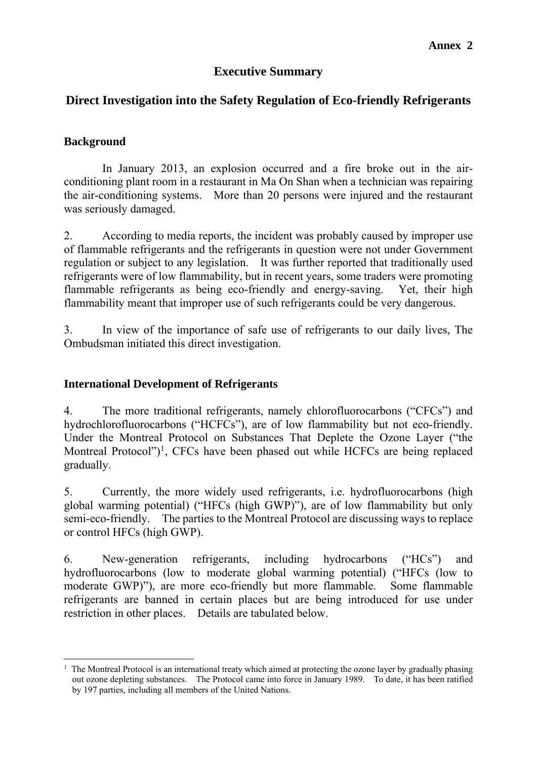**Annex 2**

# Executive Summary

## Direct Investigation into the Safety Regulation of Eco-friendly Refrigerants

### Background

In January 2013, an explosion occurred and a fire broke out in the air-conditioning plant room in a restaurant in Ma On Shan when a technician was repairing the air-conditioning systems. More than 20 persons were injured and the restaurant was seriously damaged.

2. According to media reports, the incident was probably caused by improper use of flammable refrigerants and the refrigerants in question were not under Government regulation or subject to any legislation. It was further reported that traditionally used refrigerants were of low flammability, but in recent years, some traders were promoting flammable refrigerants as being eco-friendly and energy-saving. Yet, their high flammability meant that improper use of such refrigerants could be very dangerous.

3. In view of the importance of safe use of refrigerants to our daily lives, The Ombudsman initiated this direct investigation.

### International Development of Refrigerants

4. The more traditional refrigerants, namely chlorofluorocarbons ("CFCs") and hydrochlorofluorocarbons ("HCFCs"), are of low flammability but not eco-friendly. Under the Montreal Protocol on Substances That Deplete the Ozone Layer ("the Montreal Protocol")[1], CFCs have been phased out while HCFCs are being replaced gradually.

5. Currently, the more widely used refrigerants, i.e. hydrofluorocarbons (high global warming potential) ("HFCs (high GWP)"), are of low flammability but only semi-eco-friendly. The parties to the Montreal Protocol are discussing ways to replace or control HFCs (high GWP).

6. New-generation refrigerants, including hydrocarbons ("HCs") and hydrofluorocarbons (low to moderate global warming potential) ("HFCs (low to moderate GWP)"), are more eco-friendly but more flammable. Some flammable refrigerants are banned in certain places but are being introduced for use under restriction in other places. Details are tabulated below.

---

[1] The Montreal Protocol is an international treaty which aimed at protecting the ozone layer by gradually phasing out ozone depleting substances. The Protocol came into force in January 1989. To date, it has been ratified by 197 parties, including all members of the United Nations.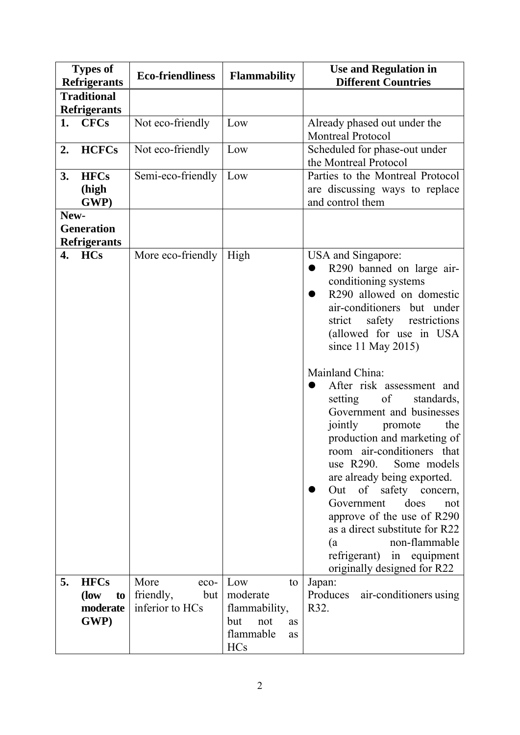| Types of Refrigerants | Eco-friendliness | Flammability | Use and Regulation in Different Countries |
|---|---|---|---|
| **Traditional Refrigerants** | | | |
| **1. CFCs** | Not eco-friendly | Low | Already phased out under the Montreal Protocol |
| **2. HCFCs** | Not eco-friendly | Low | Scheduled for phase-out under the Montreal Protocol |
| **3. HFCs (high GWP)** | Semi-eco-friendly | Low | Parties to the Montreal Protocol are discussing ways to replace and control them |
| **New-Generation Refrigerants** | | | |
| **4. HCs** | More eco-friendly | High | USA and Singapore:<br>● R290 banned on large air-conditioning systems<br>● R290 allowed on domestic air-conditioners but under strict safety restrictions (allowed for use in USA since 11 May 2015)<br><br>Mainland China:<br>● After risk assessment and setting of standards, Government and businesses jointly promote the production and marketing of room air-conditioners that use R290. Some models are already being exported.<br>● Out of safety concern, Government does not approve of the use of R290 as a direct substitute for R22 (a non-flammable refrigerant) in equipment originally designed for R22 |
| **5. HFCs (low to moderate GWP)** | More eco-friendly, but inferior to HCs | Low to moderate flammability, but not as flammable as HCs | Japan:<br>Produces air-conditioners using R32. |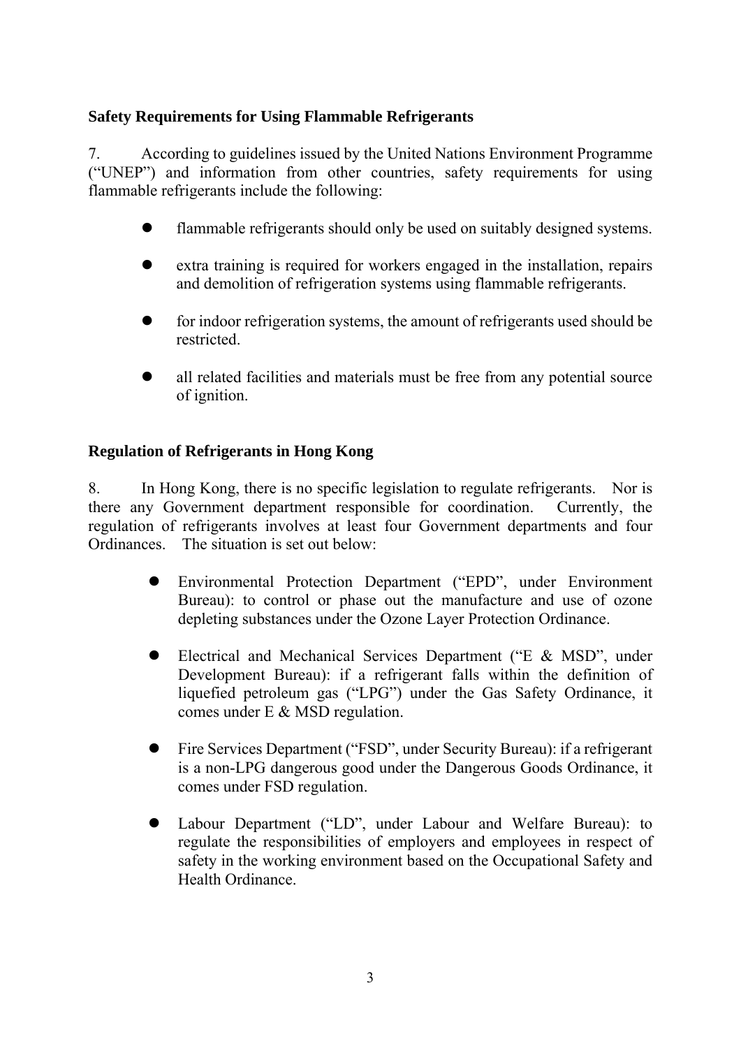**Safety Requirements for Using Flammable Refrigerants**

7. According to guidelines issued by the United Nations Environment Programme ("UNEP") and information from other countries, safety requirements for using flammable refrigerants include the following:

- flammable refrigerants should only be used on suitably designed systems.
- extra training is required for workers engaged in the installation, repairs and demolition of refrigeration systems using flammable refrigerants.
- for indoor refrigeration systems, the amount of refrigerants used should be restricted.
- all related facilities and materials must be free from any potential source of ignition.

**Regulation of Refrigerants in Hong Kong**

8. In Hong Kong, there is no specific legislation to regulate refrigerants. Nor is there any Government department responsible for coordination. Currently, the regulation of refrigerants involves at least four Government departments and four Ordinances. The situation is set out below:

- Environmental Protection Department ("EPD", under Environment Bureau): to control or phase out the manufacture and use of ozone depleting substances under the Ozone Layer Protection Ordinance.
- Electrical and Mechanical Services Department ("E & MSD", under Development Bureau): if a refrigerant falls within the definition of liquefied petroleum gas ("LPG") under the Gas Safety Ordinance, it comes under E & MSD regulation.
- Fire Services Department ("FSD", under Security Bureau): if a refrigerant is a non-LPG dangerous good under the Dangerous Goods Ordinance, it comes under FSD regulation.
- Labour Department ("LD", under Labour and Welfare Bureau): to regulate the responsibilities of employers and employees in respect of safety in the working environment based on the Occupational Safety and Health Ordinance.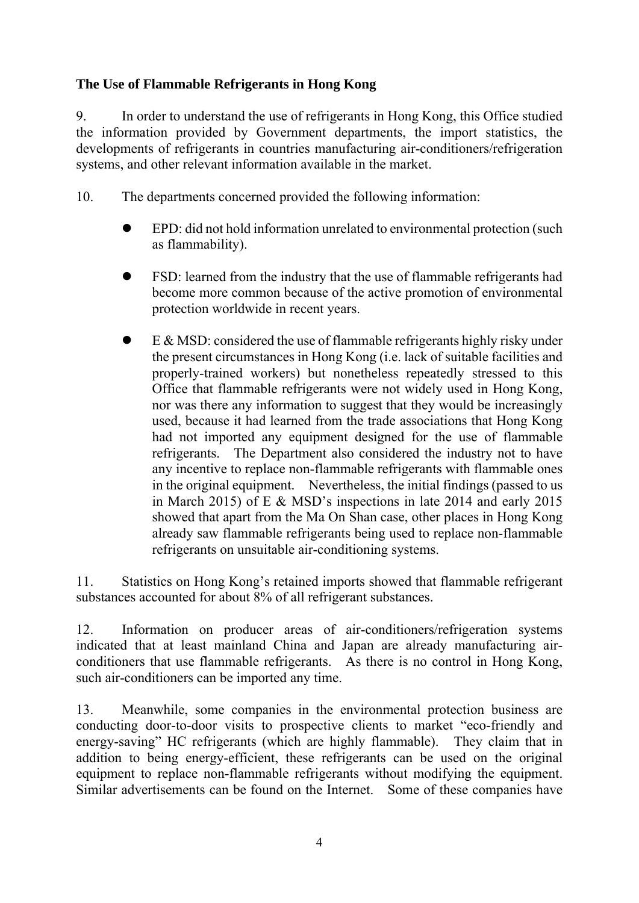**The Use of Flammable Refrigerants in Hong Kong**

9. In order to understand the use of refrigerants in Hong Kong, this Office studied the information provided by Government departments, the import statistics, the developments of refrigerants in countries manufacturing air-conditioners/refrigeration systems, and other relevant information available in the market.

10. The departments concerned provided the following information:

- EPD: did not hold information unrelated to environmental protection (such as flammability).
- FSD: learned from the industry that the use of flammable refrigerants had become more common because of the active promotion of environmental protection worldwide in recent years.
- E & MSD: considered the use of flammable refrigerants highly risky under the present circumstances in Hong Kong (i.e. lack of suitable facilities and properly-trained workers) but nonetheless repeatedly stressed to this Office that flammable refrigerants were not widely used in Hong Kong, nor was there any information to suggest that they would be increasingly used, because it had learned from the trade associations that Hong Kong had not imported any equipment designed for the use of flammable refrigerants. The Department also considered the industry not to have any incentive to replace non-flammable refrigerants with flammable ones in the original equipment. Nevertheless, the initial findings (passed to us in March 2015) of E & MSD's inspections in late 2014 and early 2015 showed that apart from the Ma On Shan case, other places in Hong Kong already saw flammable refrigerants being used to replace non-flammable refrigerants on unsuitable air-conditioning systems.

11. Statistics on Hong Kong's retained imports showed that flammable refrigerant substances accounted for about 8% of all refrigerant substances.

12. Information on producer areas of air-conditioners/refrigeration systems indicated that at least mainland China and Japan are already manufacturing air-conditioners that use flammable refrigerants. As there is no control in Hong Kong, such air-conditioners can be imported any time.

13. Meanwhile, some companies in the environmental protection business are conducting door-to-door visits to prospective clients to market "eco-friendly and energy-saving" HC refrigerants (which are highly flammable). They claim that in addition to being energy-efficient, these refrigerants can be used on the original equipment to replace non-flammable refrigerants without modifying the equipment. Similar advertisements can be found on the Internet. Some of these companies have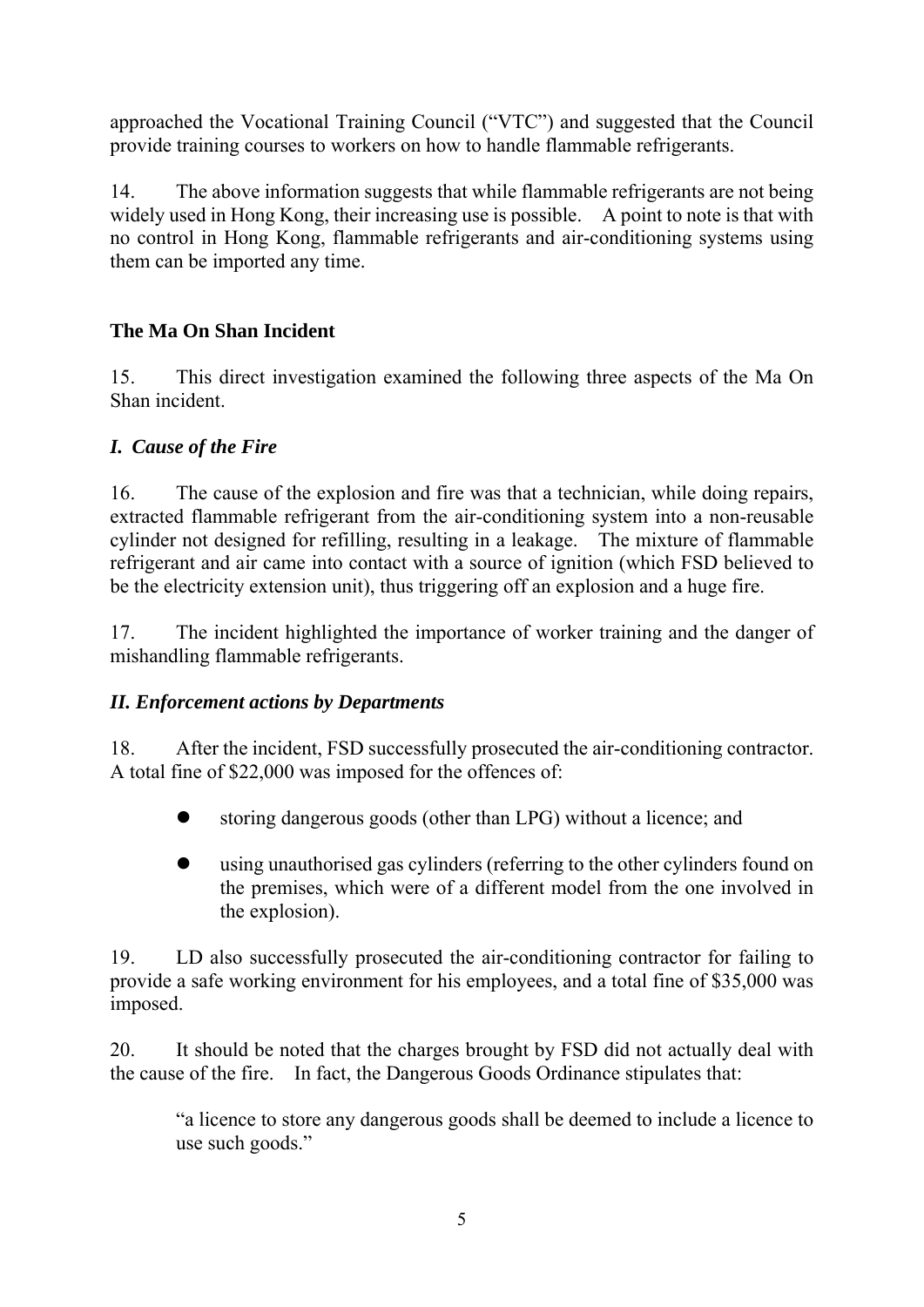approached the Vocational Training Council ("VTC") and suggested that the Council provide training courses to workers on how to handle flammable refrigerants.

14. The above information suggests that while flammable refrigerants are not being widely used in Hong Kong, their increasing use is possible. A point to note is that with no control in Hong Kong, flammable refrigerants and air-conditioning systems using them can be imported any time.

## The Ma On Shan Incident

15. This direct investigation examined the following three aspects of the Ma On Shan incident.

### *I. Cause of the Fire*

16. The cause of the explosion and fire was that a technician, while doing repairs, extracted flammable refrigerant from the air-conditioning system into a non-reusable cylinder not designed for refilling, resulting in a leakage. The mixture of flammable refrigerant and air came into contact with a source of ignition (which FSD believed to be the electricity extension unit), thus triggering off an explosion and a huge fire.

17. The incident highlighted the importance of worker training and the danger of mishandling flammable refrigerants.

### *II. Enforcement actions by Departments*

18. After the incident, FSD successfully prosecuted the air-conditioning contractor. A total fine of $22,000 was imposed for the offences of:

- storing dangerous goods (other than LPG) without a licence; and
- using unauthorised gas cylinders (referring to the other cylinders found on the premises, which were of a different model from the one involved in the explosion).

19. LD also successfully prosecuted the air-conditioning contractor for failing to provide a safe working environment for his employees, and a total fine of $35,000 was imposed.

20. It should be noted that the charges brought by FSD did not actually deal with the cause of the fire. In fact, the Dangerous Goods Ordinance stipulates that:

> "a licence to store any dangerous goods shall be deemed to include a licence to use such goods."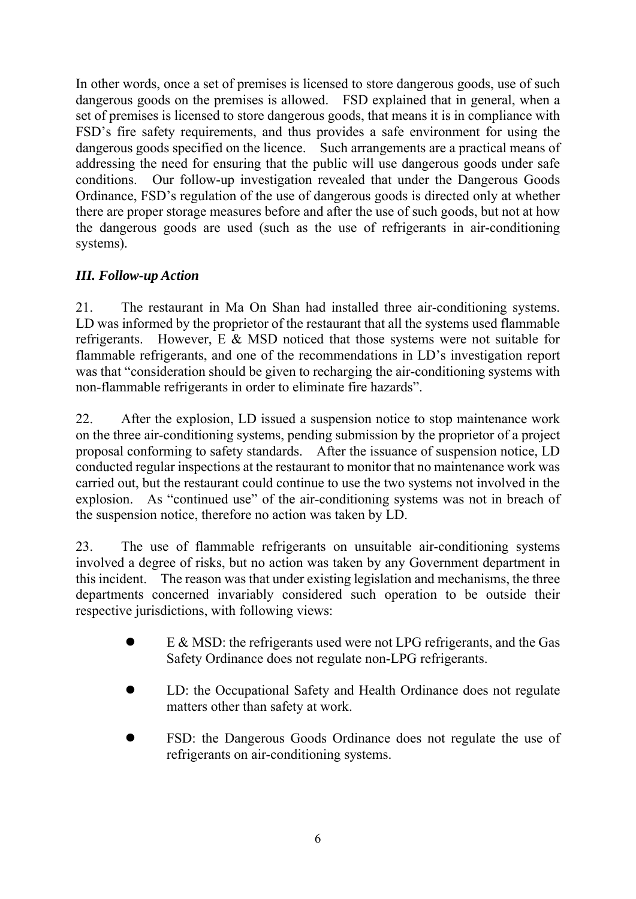In other words, once a set of premises is licensed to store dangerous goods, use of such dangerous goods on the premises is allowed. FSD explained that in general, when a set of premises is licensed to store dangerous goods, that means it is in compliance with FSD's fire safety requirements, and thus provides a safe environment for using the dangerous goods specified on the licence. Such arrangements are a practical means of addressing the need for ensuring that the public will use dangerous goods under safe conditions. Our follow-up investigation revealed that under the Dangerous Goods Ordinance, FSD's regulation of the use of dangerous goods is directed only at whether there are proper storage measures before and after the use of such goods, but not at how the dangerous goods are used (such as the use of refrigerants in air-conditioning systems).

### *III. Follow-up Action*

21. The restaurant in Ma On Shan had installed three air-conditioning systems. LD was informed by the proprietor of the restaurant that all the systems used flammable refrigerants. However, E & MSD noticed that those systems were not suitable for flammable refrigerants, and one of the recommendations in LD's investigation report was that "consideration should be given to recharging the air-conditioning systems with non-flammable refrigerants in order to eliminate fire hazards".

22. After the explosion, LD issued a suspension notice to stop maintenance work on the three air-conditioning systems, pending submission by the proprietor of a project proposal conforming to safety standards. After the issuance of suspension notice, LD conducted regular inspections at the restaurant to monitor that no maintenance work was carried out, but the restaurant could continue to use the two systems not involved in the explosion. As "continued use" of the air-conditioning systems was not in breach of the suspension notice, therefore no action was taken by LD.

23. The use of flammable refrigerants on unsuitable air-conditioning systems involved a degree of risks, but no action was taken by any Government department in this incident. The reason was that under existing legislation and mechanisms, the three departments concerned invariably considered such operation to be outside their respective jurisdictions, with following views:

- E & MSD: the refrigerants used were not LPG refrigerants, and the Gas Safety Ordinance does not regulate non-LPG refrigerants.
- LD: the Occupational Safety and Health Ordinance does not regulate matters other than safety at work.
- FSD: the Dangerous Goods Ordinance does not regulate the use of refrigerants on air-conditioning systems.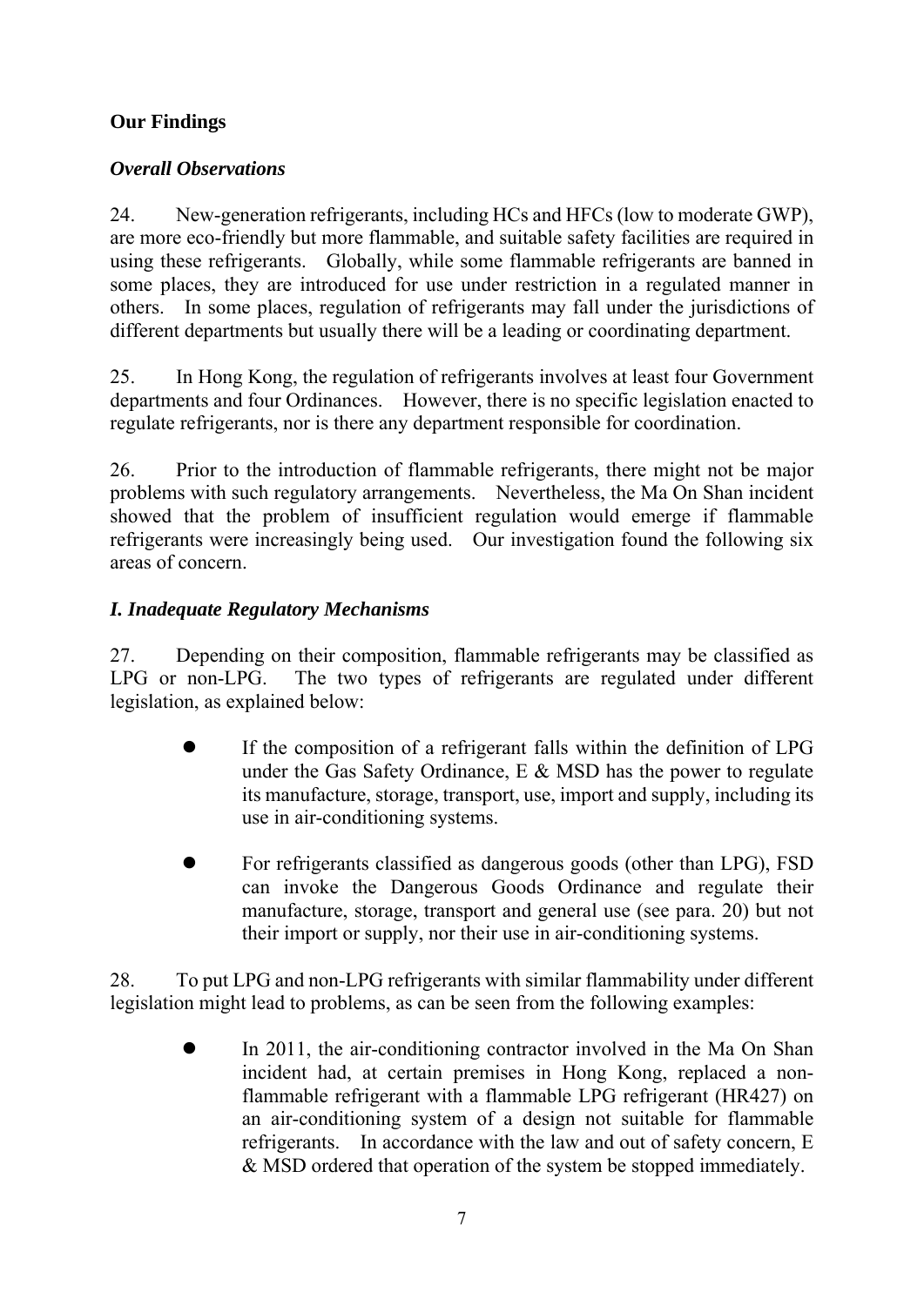## Our Findings

### *Overall Observations*

24. New-generation refrigerants, including HCs and HFCs (low to moderate GWP), are more eco-friendly but more flammable, and suitable safety facilities are required in using these refrigerants. Globally, while some flammable refrigerants are banned in some places, they are introduced for use under restriction in a regulated manner in others. In some places, regulation of refrigerants may fall under the jurisdictions of different departments but usually there will be a leading or coordinating department.

25. In Hong Kong, the regulation of refrigerants involves at least four Government departments and four Ordinances. However, there is no specific legislation enacted to regulate refrigerants, nor is there any department responsible for coordination.

26. Prior to the introduction of flammable refrigerants, there might not be major problems with such regulatory arrangements. Nevertheless, the Ma On Shan incident showed that the problem of insufficient regulation would emerge if flammable refrigerants were increasingly being used. Our investigation found the following six areas of concern.

### *I. Inadequate Regulatory Mechanisms*

27. Depending on their composition, flammable refrigerants may be classified as LPG or non-LPG. The two types of refrigerants are regulated under different legislation, as explained below:

- If the composition of a refrigerant falls within the definition of LPG under the Gas Safety Ordinance, E & MSD has the power to regulate its manufacture, storage, transport, use, import and supply, including its use in air-conditioning systems.
- For refrigerants classified as dangerous goods (other than LPG), FSD can invoke the Dangerous Goods Ordinance and regulate their manufacture, storage, transport and general use (see para. 20) but not their import or supply, nor their use in air-conditioning systems.

28. To put LPG and non-LPG refrigerants with similar flammability under different legislation might lead to problems, as can be seen from the following examples:

- In 2011, the air-conditioning contractor involved in the Ma On Shan incident had, at certain premises in Hong Kong, replaced a non-flammable refrigerant with a flammable LPG refrigerant (HR427) on an air-conditioning system of a design not suitable for flammable refrigerants. In accordance with the law and out of safety concern, E & MSD ordered that operation of the system be stopped immediately.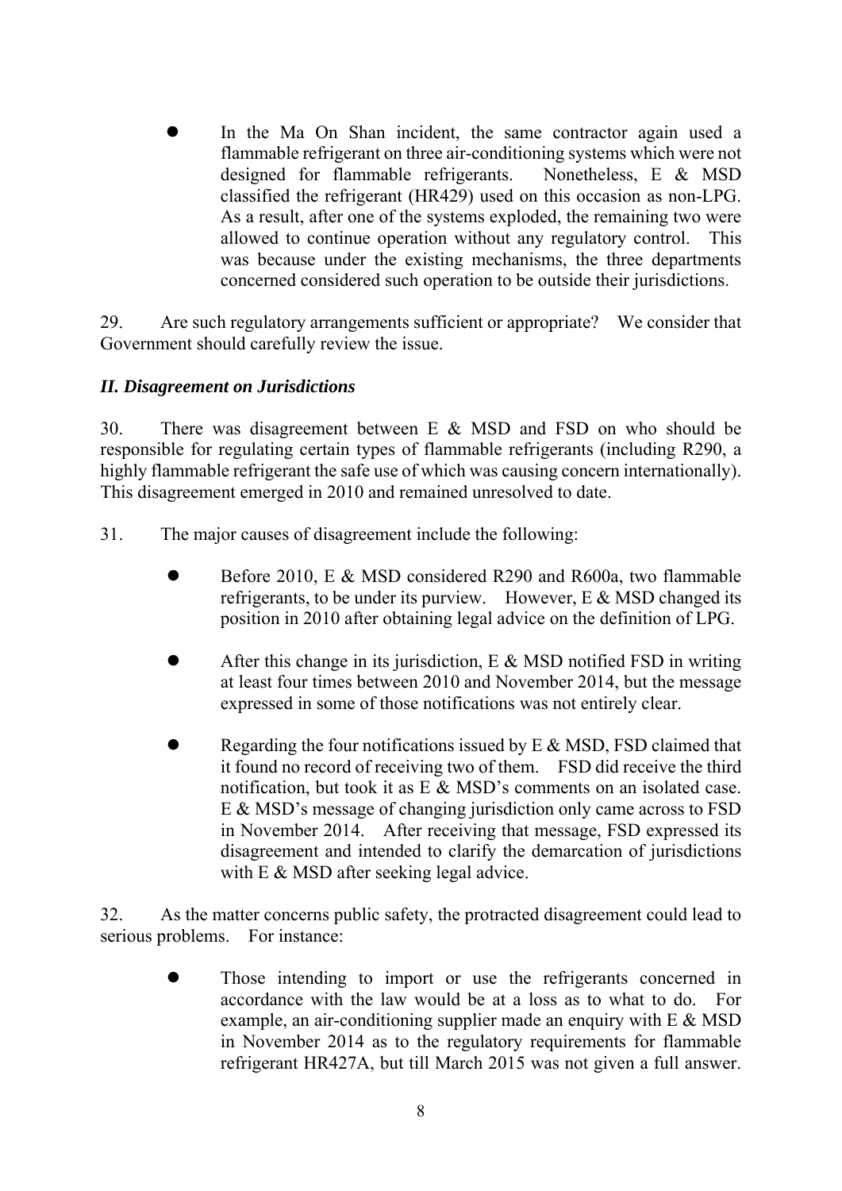- In the Ma On Shan incident, the same contractor again used a flammable refrigerant on three air-conditioning systems which were not designed for flammable refrigerants. Nonetheless, E & MSD classified the refrigerant (HR429) used on this occasion as non-LPG. As a result, after one of the systems exploded, the remaining two were allowed to continue operation without any regulatory control. This was because under the existing mechanisms, the three departments concerned considered such operation to be outside their jurisdictions.

29. Are such regulatory arrangements sufficient or appropriate? We consider that Government should carefully review the issue.

### *II. Disagreement on Jurisdictions*

30. There was disagreement between E & MSD and FSD on who should be responsible for regulating certain types of flammable refrigerants (including R290, a highly flammable refrigerant the safe use of which was causing concern internationally). This disagreement emerged in 2010 and remained unresolved to date.

31. The major causes of disagreement include the following:

- Before 2010, E & MSD considered R290 and R600a, two flammable refrigerants, to be under its purview. However, E & MSD changed its position in 2010 after obtaining legal advice on the definition of LPG.

- After this change in its jurisdiction, E & MSD notified FSD in writing at least four times between 2010 and November 2014, but the message expressed in some of those notifications was not entirely clear.

- Regarding the four notifications issued by E & MSD, FSD claimed that it found no record of receiving two of them. FSD did receive the third notification, but took it as E & MSD's comments on an isolated case. E & MSD's message of changing jurisdiction only came across to FSD in November 2014. After receiving that message, FSD expressed its disagreement and intended to clarify the demarcation of jurisdictions with E & MSD after seeking legal advice.

32. As the matter concerns public safety, the protracted disagreement could lead to serious problems. For instance:

- Those intending to import or use the refrigerants concerned in accordance with the law would be at a loss as to what to do. For example, an air-conditioning supplier made an enquiry with E & MSD in November 2014 as to the regulatory requirements for flammable refrigerant HR427A, but till March 2015 was not given a full answer.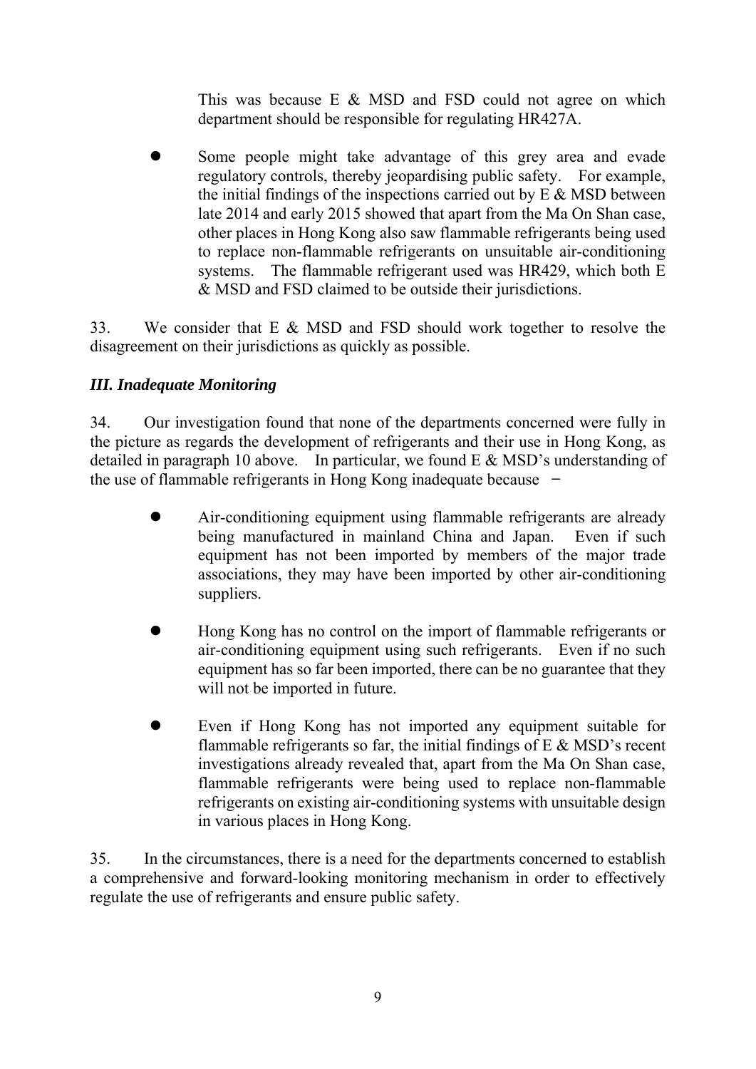This was because E & MSD and FSD could not agree on which department should be responsible for regulating HR427A.

- Some people might take advantage of this grey area and evade regulatory controls, thereby jeopardising public safety. For example, the initial findings of the inspections carried out by E & MSD between late 2014 and early 2015 showed that apart from the Ma On Shan case, other places in Hong Kong also saw flammable refrigerants being used to replace non-flammable refrigerants on unsuitable air-conditioning systems. The flammable refrigerant used was HR429, which both E & MSD and FSD claimed to be outside their jurisdictions.

33. We consider that E & MSD and FSD should work together to resolve the disagreement on their jurisdictions as quickly as possible.

### *III. Inadequate Monitoring*

34. Our investigation found that none of the departments concerned were fully in the picture as regards the development of refrigerants and their use in Hong Kong, as detailed in paragraph 10 above. In particular, we found E & MSD's understanding of the use of flammable refrigerants in Hong Kong inadequate because −

- Air-conditioning equipment using flammable refrigerants are already being manufactured in mainland China and Japan. Even if such equipment has not been imported by members of the major trade associations, they may have been imported by other air-conditioning suppliers.

- Hong Kong has no control on the import of flammable refrigerants or air-conditioning equipment using such refrigerants. Even if no such equipment has so far been imported, there can be no guarantee that they will not be imported in future.

- Even if Hong Kong has not imported any equipment suitable for flammable refrigerants so far, the initial findings of E & MSD's recent investigations already revealed that, apart from the Ma On Shan case, flammable refrigerants were being used to replace non-flammable refrigerants on existing air-conditioning systems with unsuitable design in various places in Hong Kong.

35. In the circumstances, there is a need for the departments concerned to establish a comprehensive and forward-looking monitoring mechanism in order to effectively regulate the use of refrigerants and ensure public safety.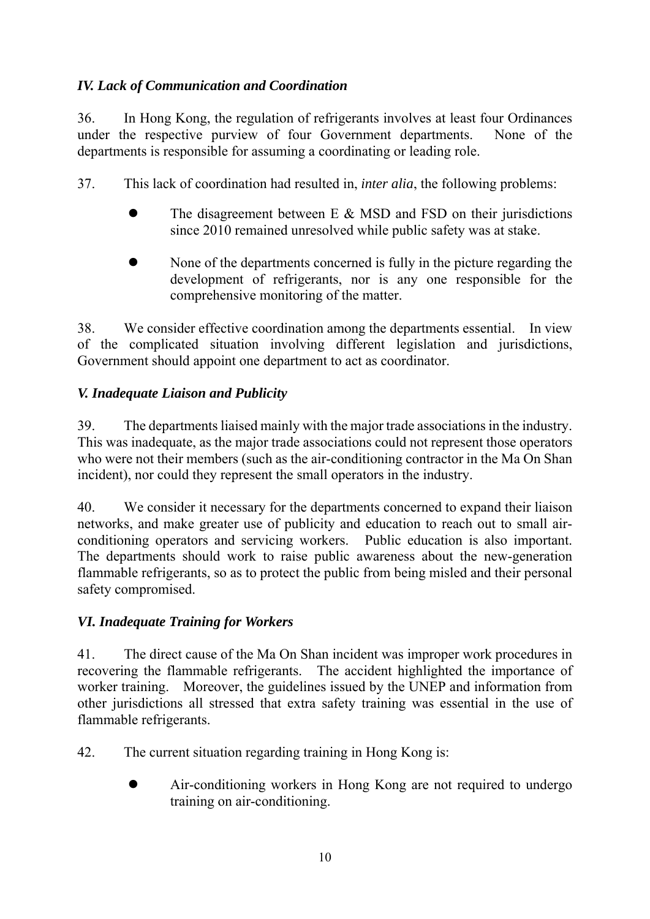### *IV. Lack of Communication and Coordination*

36. In Hong Kong, the regulation of refrigerants involves at least four Ordinances under the respective purview of four Government departments. None of the departments is responsible for assuming a coordinating or leading role.

37. This lack of coordination had resulted in, *inter alia*, the following problems:

- The disagreement between E & MSD and FSD on their jurisdictions since 2010 remained unresolved while public safety was at stake.
- None of the departments concerned is fully in the picture regarding the development of refrigerants, nor is any one responsible for the comprehensive monitoring of the matter.

38. We consider effective coordination among the departments essential. In view of the complicated situation involving different legislation and jurisdictions, Government should appoint one department to act as coordinator.

### *V. Inadequate Liaison and Publicity*

39. The departments liaised mainly with the major trade associations in the industry. This was inadequate, as the major trade associations could not represent those operators who were not their members (such as the air-conditioning contractor in the Ma On Shan incident), nor could they represent the small operators in the industry.

40. We consider it necessary for the departments concerned to expand their liaison networks, and make greater use of publicity and education to reach out to small air-conditioning operators and servicing workers. Public education is also important. The departments should work to raise public awareness about the new-generation flammable refrigerants, so as to protect the public from being misled and their personal safety compromised.

### *VI. Inadequate Training for Workers*

41. The direct cause of the Ma On Shan incident was improper work procedures in recovering the flammable refrigerants. The accident highlighted the importance of worker training. Moreover, the guidelines issued by the UNEP and information from other jurisdictions all stressed that extra safety training was essential in the use of flammable refrigerants.

42. The current situation regarding training in Hong Kong is:

- Air-conditioning workers in Hong Kong are not required to undergo training on air-conditioning.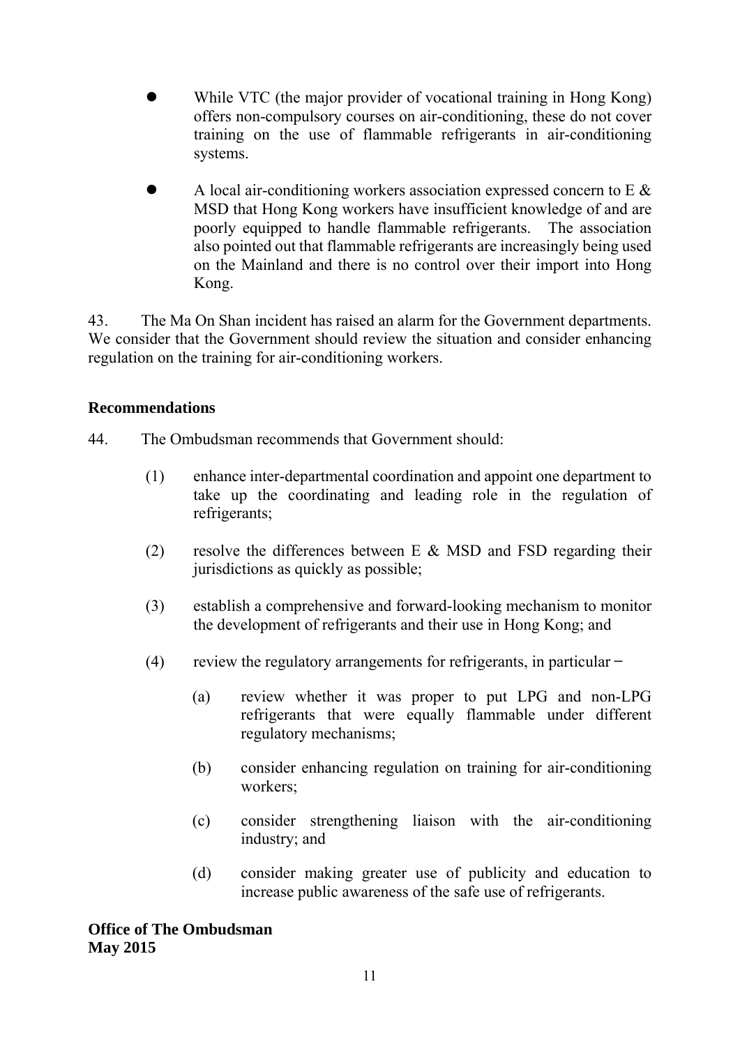- While VTC (the major provider of vocational training in Hong Kong) offers non-compulsory courses on air-conditioning, these do not cover training on the use of flammable refrigerants in air-conditioning systems.

- A local air-conditioning workers association expressed concern to E & MSD that Hong Kong workers have insufficient knowledge of and are poorly equipped to handle flammable refrigerants. The association also pointed out that flammable refrigerants are increasingly being used on the Mainland and there is no control over their import into Hong Kong.

43. The Ma On Shan incident has raised an alarm for the Government departments. We consider that the Government should review the situation and consider enhancing regulation on the training for air-conditioning workers.

## Recommendations

44. The Ombudsman recommends that Government should:

(1) enhance inter-departmental coordination and appoint one department to take up the coordinating and leading role in the regulation of refrigerants;

(2) resolve the differences between E & MSD and FSD regarding their jurisdictions as quickly as possible;

(3) establish a comprehensive and forward-looking mechanism to monitor the development of refrigerants and their use in Hong Kong; and

(4) review the regulatory arrangements for refrigerants, in particular –

(a) review whether it was proper to put LPG and non-LPG refrigerants that were equally flammable under different regulatory mechanisms;

(b) consider enhancing regulation on training for air-conditioning workers;

(c) consider strengthening liaison with the air-conditioning industry; and

(d) consider making greater use of publicity and education to increase public awareness of the safe use of refrigerants.

**Office of The Ombudsman**
**May 2015**